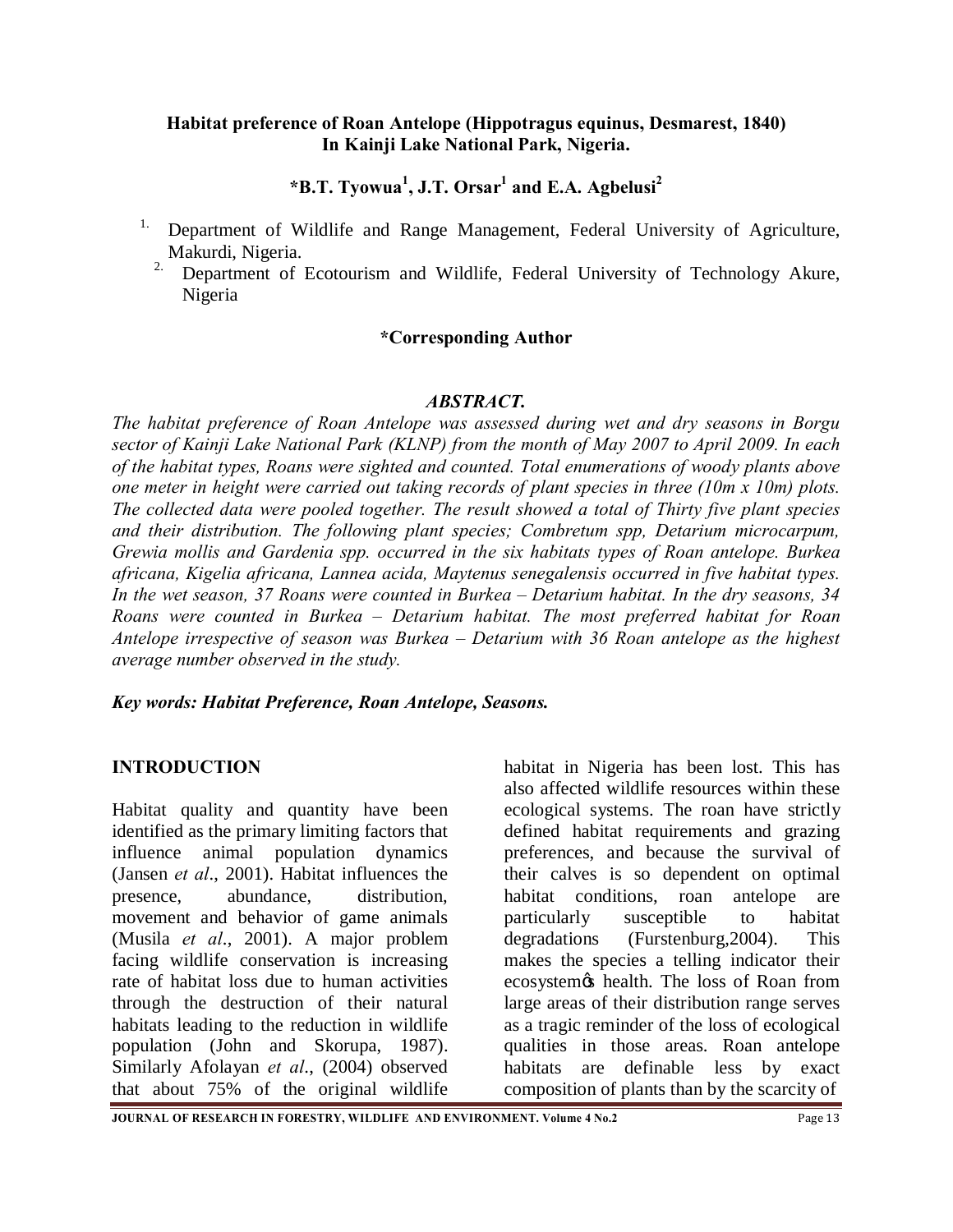**Habitat preference of Roan Antelope (Hippotragus equinus, Desmarest, 1840) In Kainji Lake National Park, Nigeria.**

**\*B.T. Tyowua[1], J.T. Orsar[1] and E.A. Agbelusi[2]**

1. Department of Wildlife and Range Management, Federal University of Agriculture, Makurdi, Nigeria.
2. Department of Ecotourism and Wildlife, Federal University of Technology Akure, Nigeria

**\*Corresponding Author**

***ABSTRACT.***

*The habitat preference of Roan Antelope was assessed during wet and dry seasons in Borgu sector of Kainji Lake National Park (KLNP) from the month of May 2007 to April 2009. In each of the habitat types, Roans were sighted and counted. Total enumerations of woody plants above one meter in height were carried out taking records of plant species in three (10m x 10m) plots. The collected data were pooled together. The result showed a total of Thirty five plant species and their distribution. The following plant species; Combretum spp, Detarium microcarpum, Grewia mollis and Gardenia spp. occurred in the six habitats types of Roan antelope. Burkea africana, Kigelia africana, Lannea acida, Maytenus senegalensis occurred in five habitat types. In the wet season, 37 Roans were counted in Burkea – Detarium habitat. In the dry seasons, 34 Roans were counted in Burkea – Detarium habitat. The most preferred habitat for Roan Antelope irrespective of season was Burkea – Detarium with 36 Roan antelope as the highest average number observed in the study.*

***Key words: Habitat Preference, Roan Antelope, Seasons.***

## INTRODUCTION

Habitat quality and quantity have been identified as the primary limiting factors that influence animal population dynamics (Jansen *et al*., 2001). Habitat influences the presence, abundance, distribution, movement and behavior of game animals (Musila *et al*., 2001). A major problem facing wildlife conservation is increasing rate of habitat loss due to human activities through the destruction of their natural habitats leading to the reduction in wildlife population (John and Skorupa, 1987). Similarly Afolayan *et al*., (2004) observed that about 75% of the original wildlife habitat in Nigeria has been lost. This has also affected wildlife resources within these ecological systems. The roan have strictly defined habitat requirements and grazing preferences, and because the survival of their calves is so dependent on optimal habitat conditions, roan antelope are particularly susceptible to habitat degradations (Furstenburg,2004). This makes the species a telling indicator their ecosystem's health. The loss of Roan from large areas of their distribution range serves as a tragic reminder of the loss of ecological qualities in those areas. Roan antelope habitats are definable less by exact composition of plants than by the scarcity of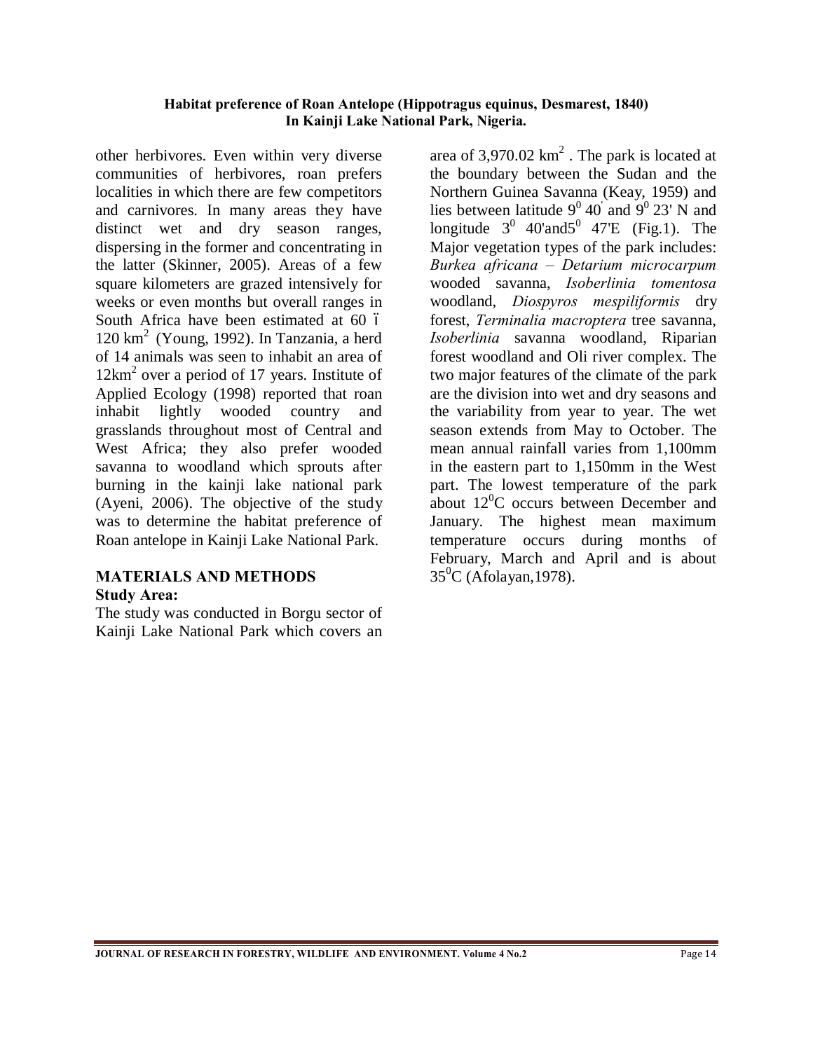other herbivores. Even within very diverse communities of herbivores, roan prefers localities in which there are few competitors and carnivores. In many areas they have distinct wet and dry season ranges, dispersing in the former and concentrating in the latter (Skinner, 2005). Areas of a few square kilometers are grazed intensively for weeks or even months but overall ranges in South Africa have been estimated at 60 ó 120 $km^2$ (Young, 1992). In Tanzania, a herd of 14 animals was seen to inhabit an area of 12$km^2$ over a period of 17 years. Institute of Applied Ecology (1998) reported that roan inhabit lightly wooded country and grasslands throughout most of Central and West Africa; they also prefer wooded savanna to woodland which sprouts after burning in the kainji lake national park (Ayeni, 2006). The objective of the study was to determine the habitat preference of Roan antelope in Kainji Lake National Park.

## MATERIALS AND METHODS

### Study Area:

The study was conducted in Borgu sector of Kainji Lake National Park which covers an area of 3,970.02 $km^2$ . The park is located at the boundary between the Sudan and the Northern Guinea Savanna (Keay, 1959) and lies between latitude $9^0$ 40' and $9^0$ 23' N and longitude $3^0$ 40'and$5^0$ 47'E (Fig.1). The Major vegetation types of the park includes: *Burkea africana – Detarium microcarpum* wooded savanna, *Isoberlinia tomentosa* woodland, *Diospyros mespiliformis* dry forest, *Terminalia macroptera* tree savanna, *Isoberlinia* savanna woodland, Riparian forest woodland and Oli river complex. The two major features of the climate of the park are the division into wet and dry seasons and the variability from year to year. The wet season extends from May to October. The mean annual rainfall varies from 1,100mm in the eastern part to 1,150mm in the West part. The lowest temperature of the park about $12^0$C occurs between December and January. The highest mean maximum temperature occurs during months of February, March and April and is about $35^0$C (Afolayan,1978).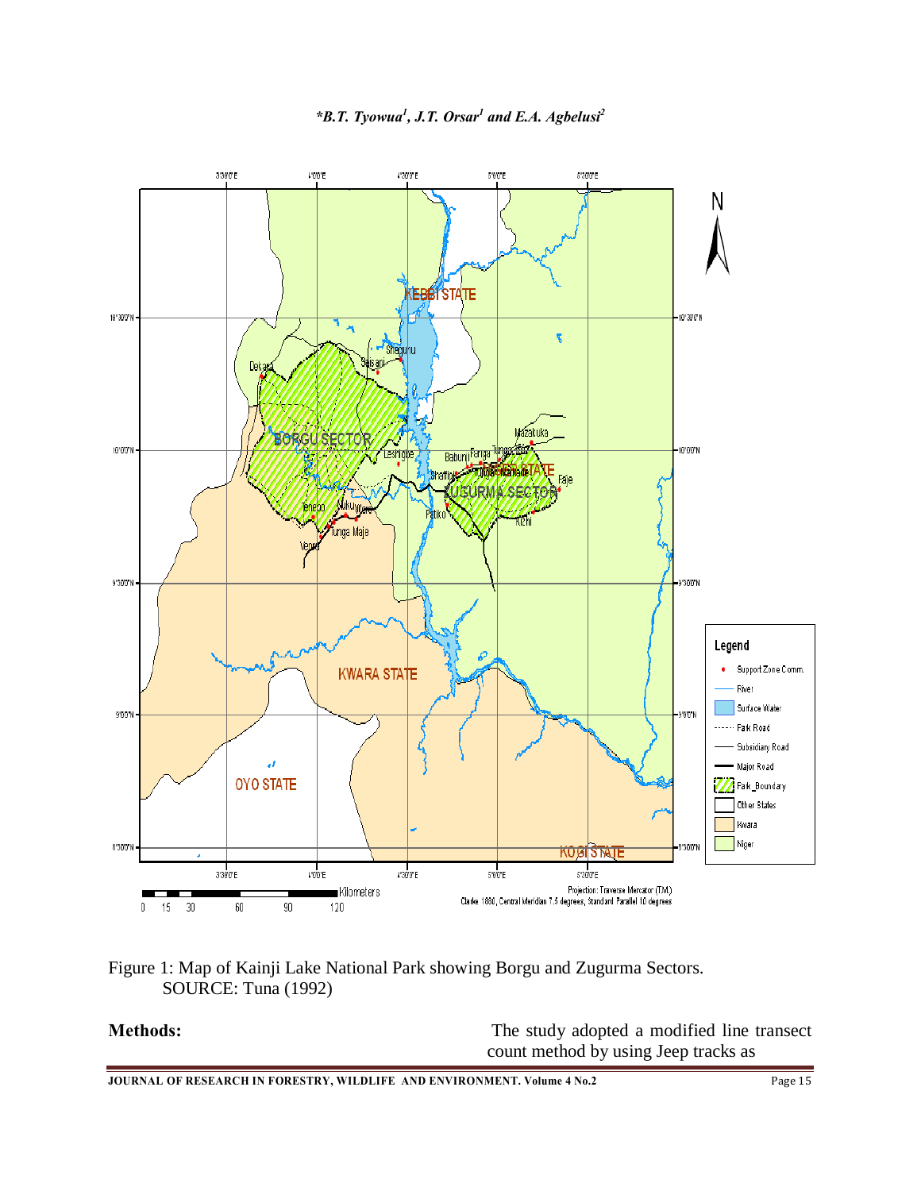Figure 1: Map of Kainji Lake National Park showing Borgu and Zugurma Sectors.
SOURCE: Tuna (1992)

**Methods:**

The study adopted a modified line transect count method by using Jeep tracks as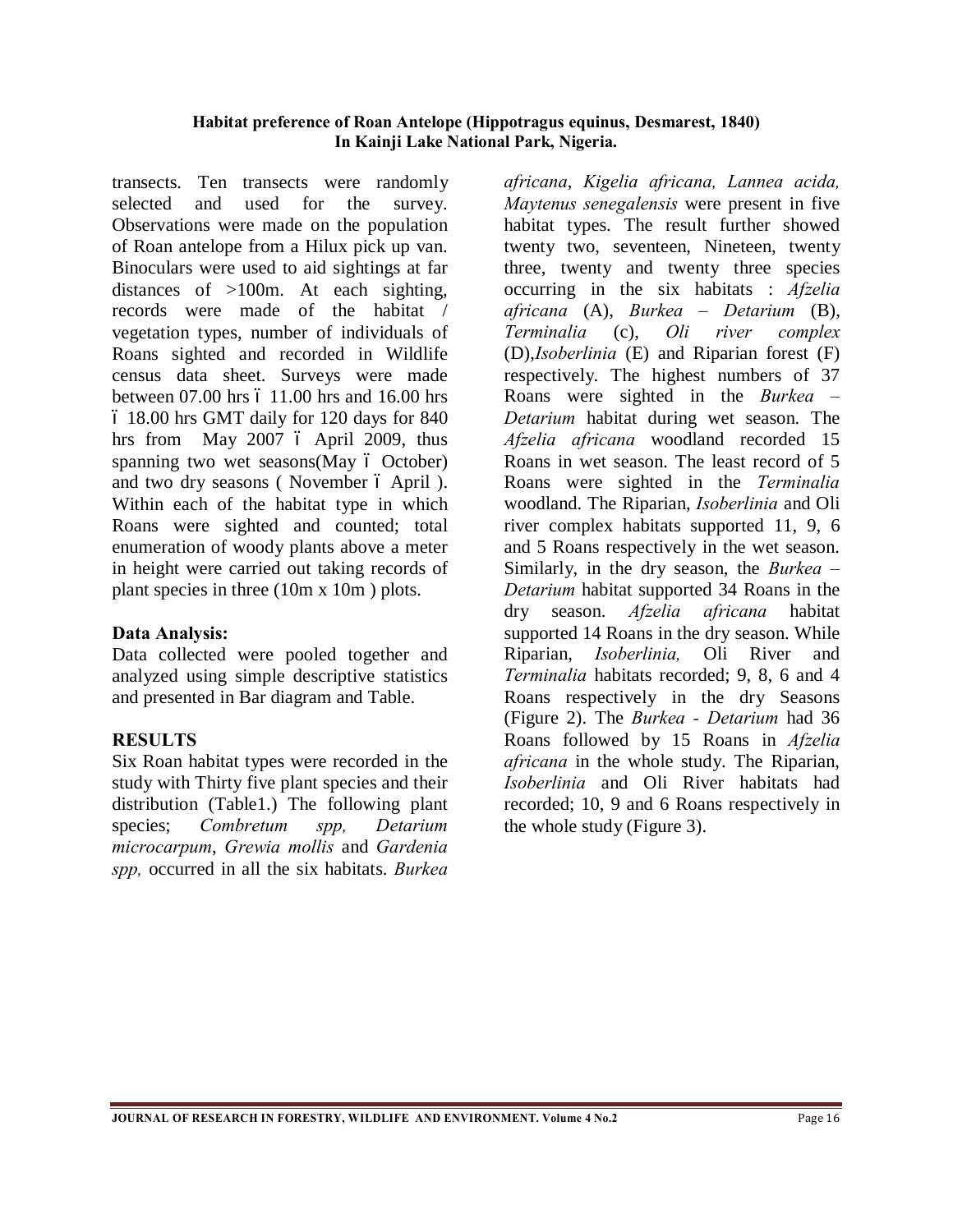transects. Ten transects were randomly selected and used for the survey. Observations were made on the population of Roan antelope from a Hilux pick up van. Binoculars were used to aid sightings at far distances of >100m. At each sighting, records were made of the habitat / vegetation types, number of individuals of Roans sighted and recorded in Wildlife census data sheet. Surveys were made between 07.00 hrs – 11.00 hrs and 16.00 hrs – 18.00 hrs GMT daily for 120 days for 840 hrs from May 2007 – April 2009, thus spanning two wet seasons(May – October) and two dry seasons ( November – April ). Within each of the habitat type in which Roans were sighted and counted; total enumeration of woody plants above a meter in height were carried out taking records of plant species in three (10m x 10m ) plots.

**Data Analysis:**

Data collected were pooled together and analyzed using simple descriptive statistics and presented in Bar diagram and Table.

## RESULTS

Six Roan habitat types were recorded in the study with Thirty five plant species and their distribution (Table1.) The following plant species; *Combretum spp, Detarium microcarpum*, *Grewia mollis* and *Gardenia spp,* occurred in all the six habitats. *Burkea africana*, *Kigelia africana, Lannea acida, Maytenus senegalensis* were present in five habitat types. The result further showed twenty two, seventeen, Nineteen, twenty three, twenty and twenty three species occurring in the six habitats : *Afzelia africana* (A), *Burkea – Detarium* (B), *Terminalia* (c), *Oli river complex* (D),*Isoberlinia* (E) and Riparian forest (F) respectively. The highest numbers of 37 Roans were sighted in the *Burkea – Detarium* habitat during wet season. The *Afzelia africana* woodland recorded 15 Roans in wet season. The least record of 5 Roans were sighted in the *Terminalia* woodland. The Riparian, *Isoberlinia* and Oli river complex habitats supported 11, 9, 6 and 5 Roans respectively in the wet season. Similarly, in the dry season, the *Burkea – Detarium* habitat supported 34 Roans in the dry season. *Afzelia africana* habitat supported 14 Roans in the dry season. While Riparian, *Isoberlinia,* Oli River and *Terminalia* habitats recorded; 9, 8, 6 and 4 Roans respectively in the dry Seasons (Figure 2). The *Burkea - Detarium* had 36 Roans followed by 15 Roans in *Afzelia africana* in the whole study. The Riparian, *Isoberlinia* and Oli River habitats had recorded; 10, 9 and 6 Roans respectively in the whole study (Figure 3).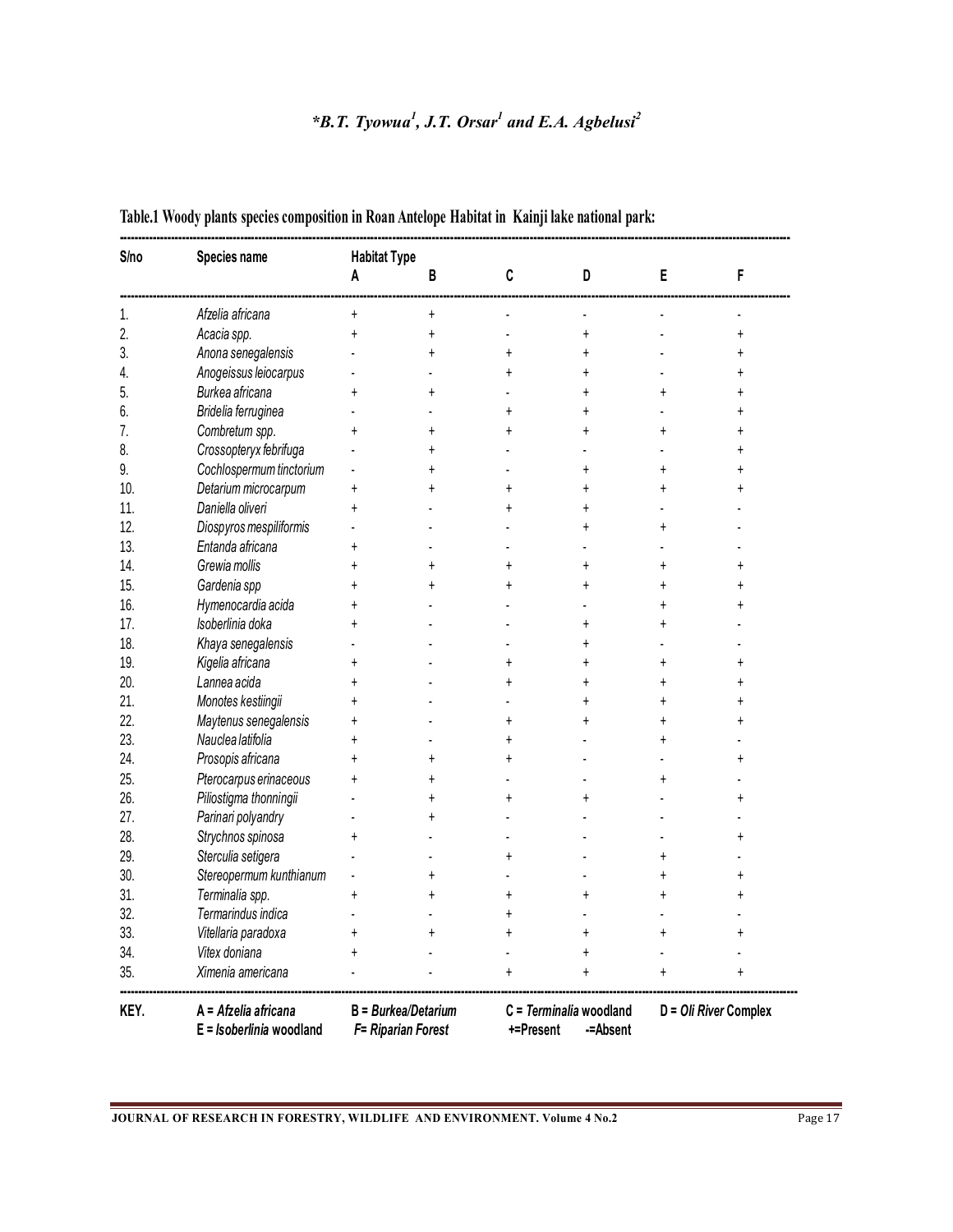**Table.1 Woody plants species composition in Roan Antelope Habitat in Kainji lake national park:**

| S/no | Species name | Habitat Type A | B | C | D | E | F |
|---|---|---|---|---|---|---|---|
| 1. | *Afzelia africana* | + | + | - | - | - | - |
| 2. | *Acacia spp.* | + | + | - | + | - | + |
| 3. | *Anona senegalensis* | - | + | + | + | - | + |
| 4. | *Anogeissus leiocarpus* | - | - | + | + | - | + |
| 5. | *Burkea africana* | + | + | - | + | + | + |
| 6. | *Bridelia ferruginea* | - | - | + | + | - | + |
| 7. | *Combretum spp.* | + | + | + | + | + | + |
| 8. | *Crossopteryx febrifuga* | - | + | - | - | - | + |
| 9. | *Cochlospermum tinctorium* | - | + | - | + | + | + |
| 10. | *Detarium microcarpum* | + | + | + | + | + | + |
| 11. | *Daniella oliveri* | + | - | + | + | - | - |
| 12. | *Diospyros mespiliformis* | - | - | - | + | + | - |
| 13. | *Entanda africana* | + | - | - | - | - | - |
| 14. | *Grewia mollis* | + | + | + | + | + | + |
| 15. | *Gardenia spp* | + | + | + | + | + | + |
| 16. | *Hymenocardia acida* | + | - | - | - | + | + |
| 17. | *Isoberlinia doka* | + | - | - | + | + | - |
| 18. | *Khaya senegalensis* | - | - | - | + | - | - |
| 19. | *Kigelia africana* | + | - | + | + | + | + |
| 20. | *Lannea acida* | + | - | + | + | + | + |
| 21. | *Monotes kestiingii* | + | - | - | + | + | + |
| 22. | *Maytenus senegalensis* | + | - | + | + | + | + |
| 23. | *Nauclea latifolia* | + | - | + | - | + | - |
| 24. | *Prosopis africana* | + | + | + | - | - | + |
| 25. | *Pterocarpus erinaceous* | + | + | - | - | + | - |
| 26. | *Piliostigma thonningii* | - | + | + | + | - | + |
| 27. | *Parinari polyandry* | - | + | - | - | - | - |
| 28. | *Strychnos spinosa* | + | - | - | - | - | + |
| 29. | *Sterculia setigera* | - | - | + | - | + | - |
| 30. | *Stereopermum kunthianum* | - | + | - | - | + | + |
| 31. | *Terminalia spp.* | + | + | + | + | + | + |
| 32. | *Termarindus indica* | - | - | + | - | - | - |
| 33. | *Vitellaria paradoxa* | + | + | + | + | + | + |
| 34. | *Vitex doniana* | + | - | - | + | - | - |
| 35. | *Ximenia americana* | - | - | + | + | + | + |

KEY. A = *Afzelia africana*; B = *Burkea/Detarium*; C = *Terminalia* woodland; D = *Oli River* Complex; E = *Isoberlinia* woodland; F= *Riparian Forest*; +=Present; -=Absent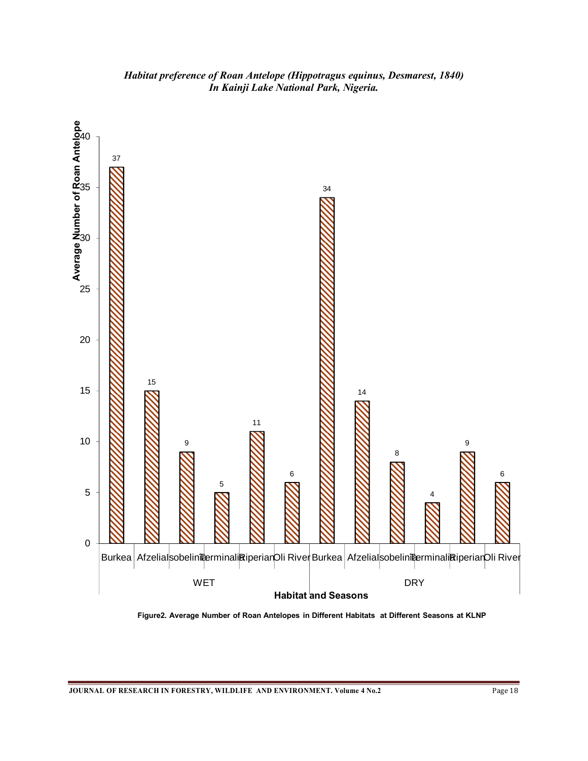| Season | Habitat | Average Number of Roan Antelope |
| --- | --- | --- |
| WET | Burkea | 37 |
| WET | Afzelia | 15 |
| WET | Isobelinia | 9 |
| WET | Terminalia | 5 |
| WET | Riperian | 11 |
| WET | Oli River | 6 |
| DRY | Burkea | 34 |
| DRY | Afzelia | 14 |
| DRY | Isobelinia | 8 |
| DRY | Terminalia | 4 |
| DRY | Riperian | 9 |
| DRY | Oli River | 6 |

**Figure2. Average Number of Roan Antelopes in Different Habitats at Different Seasons at KLNP**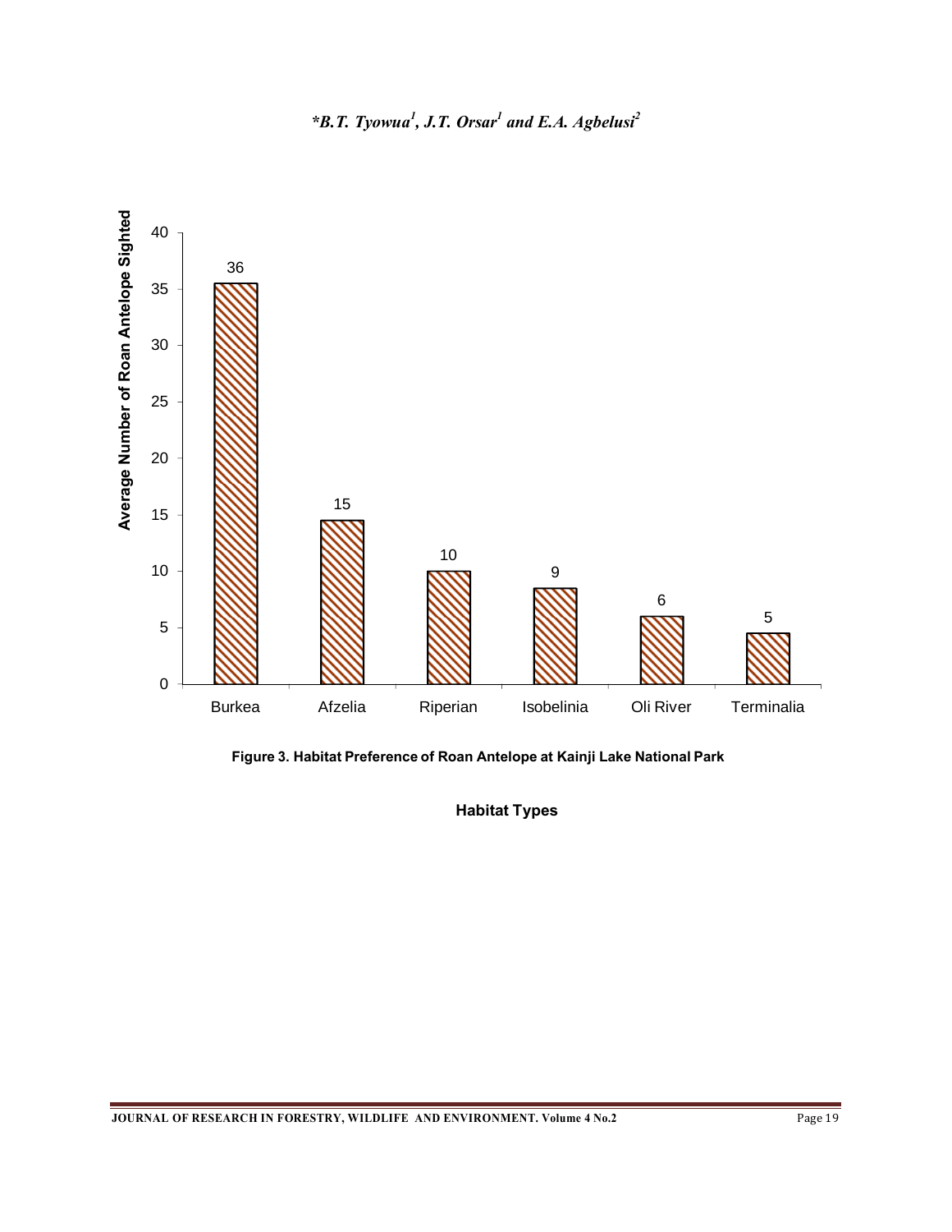**Figure 3. Habitat Preference of Roan Antelope at Kainji Lake National Park**

**Habitat Types**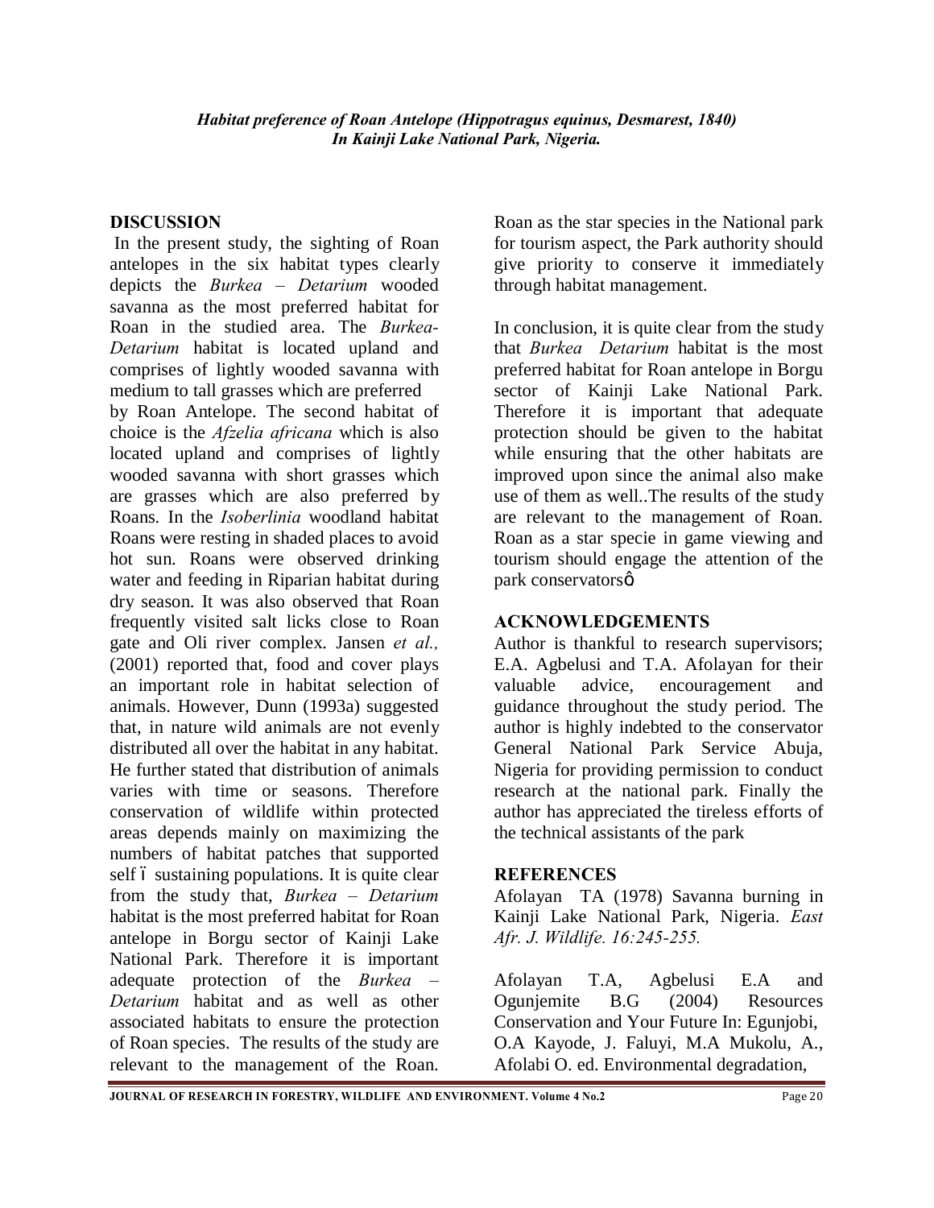## DISCUSSION

In the present study, the sighting of Roan antelopes in the six habitat types clearly depicts the *Burkea – Detarium* wooded savanna as the most preferred habitat for Roan in the studied area. The *Burkea-Detarium* habitat is located upland and comprises of lightly wooded savanna with medium to tall grasses which are preferred by Roan Antelope. The second habitat of choice is the *Afzelia africana* which is also located upland and comprises of lightly wooded savanna with short grasses which are grasses which are also preferred by Roans. In the *Isoberlinia* woodland habitat Roans were resting in shaded places to avoid hot sun. Roans were observed drinking water and feeding in Riparian habitat during dry season. It was also observed that Roan frequently visited salt licks close to Roan gate and Oli river complex. Jansen *et al.,* (2001) reported that, food and cover plays an important role in habitat selection of animals. However, Dunn (1993a) suggested that, in nature wild animals are not evenly distributed all over the habitat in any habitat. He further stated that distribution of animals varies with time or seasons. Therefore conservation of wildlife within protected areas depends mainly on maximizing the numbers of habitat patches that supported self – sustaining populations. It is quite clear from the study that, *Burkea – Detarium* habitat is the most preferred habitat for Roan antelope in Borgu sector of Kainji Lake National Park. Therefore it is important adequate protection of the *Burkea – Detarium* habitat and as well as other associated habitats to ensure the protection of Roan species. The results of the study are relevant to the management of the Roan. Roan as the star species in the National park for tourism aspect, the Park authority should give priority to conserve it immediately through habitat management.

In conclusion, it is quite clear from the study that *Burkea Detarium* habitat is the most preferred habitat for Roan antelope in Borgu sector of Kainji Lake National Park. Therefore it is important that adequate protection should be given to the habitat while ensuring that the other habitats are improved upon since the animal also make use of them as well..The results of the study are relevant to the management of Roan. Roan as a star specie in game viewing and tourism should engage the attention of the park conservators"

## ACKNOWLEDGEMENTS

Author is thankful to research supervisors; E.A. Agbelusi and T.A. Afolayan for their valuable advice, encouragement and guidance throughout the study period. The author is highly indebted to the conservator General National Park Service Abuja, Nigeria for providing permission to conduct research at the national park. Finally the author has appreciated the tireless efforts of the technical assistants of the park

## REFERENCES

Afolayan TA (1978) Savanna burning in Kainji Lake National Park, Nigeria. *East Afr. J. Wildlife. 16:245-255.*

Afolayan T.A, Agbelusi E.A and Ogunjemite B.G (2004) Resources Conservation and Your Future In: Egunjobi, O.A Kayode, J. Faluyi, M.A Mukolu, A., Afolabi O. ed. Environmental degradation,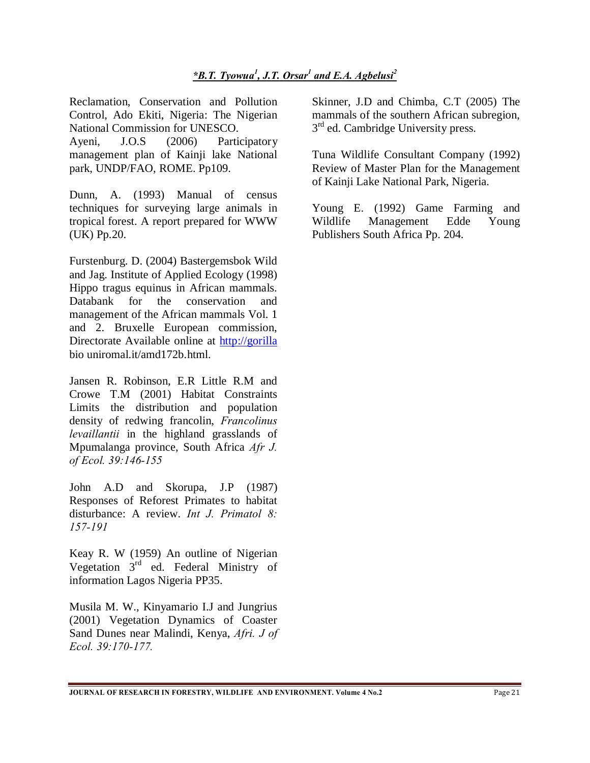Reclamation, Conservation and Pollution Control, Ado Ekiti, Nigeria: The Nigerian National Commission for UNESCO.

Ayeni, J.O.S (2006) Participatory management plan of Kainji lake National park, UNDP/FAO, ROME. Pp109.

Dunn, A. (1993) Manual of census techniques for surveying large animals in tropical forest. A report prepared for WWW (UK) Pp.20.

Furstenburg. D. (2004) Bastergemsbok Wild and Jag. Institute of Applied Ecology (1998) Hippo tragus equinus in African mammals. Databank for the conservation and management of the African mammals Vol. 1 and 2. Bruxelle European commission, Directorate Available online at http://gorilla bio uniromal.it/amd172b.html.

Jansen R. Robinson, E.R Little R.M and Crowe T.M (2001) Habitat Constraints Limits the distribution and population density of redwing francolin, *Francolinus levaillantii* in the highland grasslands of Mpumalanga province, South Africa *Afr J. of Ecol. 39:146-155*

John A.D and Skorupa, J.P (1987) Responses of Reforest Primates to habitat disturbance: A review. *Int J. Primatol 8: 157-191*

Keay R. W (1959) An outline of Nigerian Vegetation 3rd ed. Federal Ministry of information Lagos Nigeria PP35.

Musila M. W., Kinyamario I.J and Jungrius (2001) Vegetation Dynamics of Coaster Sand Dunes near Malindi, Kenya, *Afri. J of Ecol. 39:170-177.*

Skinner, J.D and Chimba, C.T (2005) The mammals of the southern African subregion, 3rd ed. Cambridge University press.

Tuna Wildlife Consultant Company (1992) Review of Master Plan for the Management of Kainji Lake National Park, Nigeria.

Young E. (1992) Game Farming and Wildlife Management Edde Young Publishers South Africa Pp. 204.